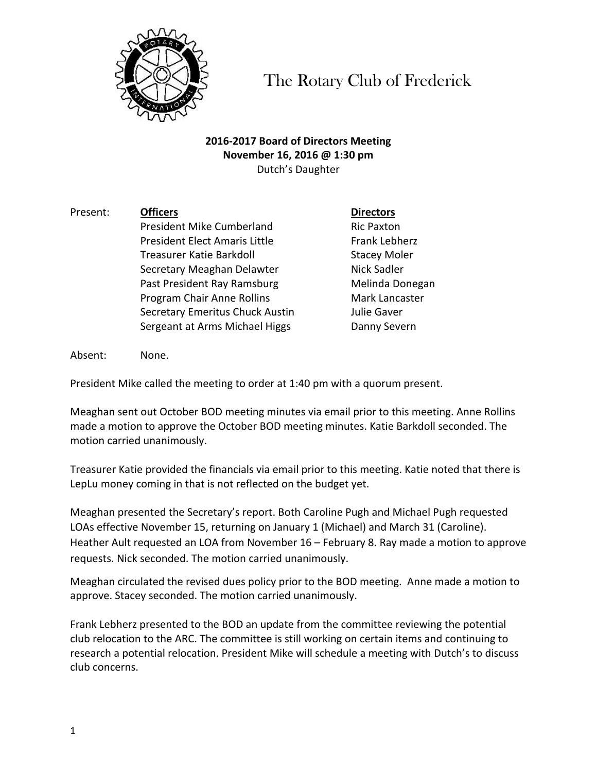# The Rotary Club of Frederick

**2016-2017 Board of Directors Meeting**
**November 16, 2016 @ 1:30 pm**
Dutch's Daughter

Present:

| **Officers** | **Directors** |
|---|---|
| President Mike Cumberland | Ric Paxton |
| President Elect Amaris Little | Frank Lebherz |
| Treasurer Katie Barkdoll | Stacey Moler |
| Secretary Meaghan Delawter | Nick Sadler |
| Past President Ray Ramsburg | Melinda Donegan |
| Program Chair Anne Rollins | Mark Lancaster |
| Secretary Emeritus Chuck Austin | Julie Gaver |
| Sergeant at Arms Michael Higgs | Danny Severn |

Absent: None.

President Mike called the meeting to order at 1:40 pm with a quorum present.

Meaghan sent out October BOD meeting minutes via email prior to this meeting. Anne Rollins made a motion to approve the October BOD meeting minutes. Katie Barkdoll seconded. The motion carried unanimously.

Treasurer Katie provided the financials via email prior to this meeting. Katie noted that there is LepLu money coming in that is not reflected on the budget yet.

Meaghan presented the Secretary's report. Both Caroline Pugh and Michael Pugh requested LOAs effective November 15, returning on January 1 (Michael) and March 31 (Caroline). Heather Ault requested an LOA from November 16 – February 8. Ray made a motion to approve requests. Nick seconded. The motion carried unanimously.

Meaghan circulated the revised dues policy prior to the BOD meeting. Anne made a motion to approve. Stacey seconded. The motion carried unanimously.

Frank Lebherz presented to the BOD an update from the committee reviewing the potential club relocation to the ARC. The committee is still working on certain items and continuing to research a potential relocation. President Mike will schedule a meeting with Dutch's to discuss club concerns.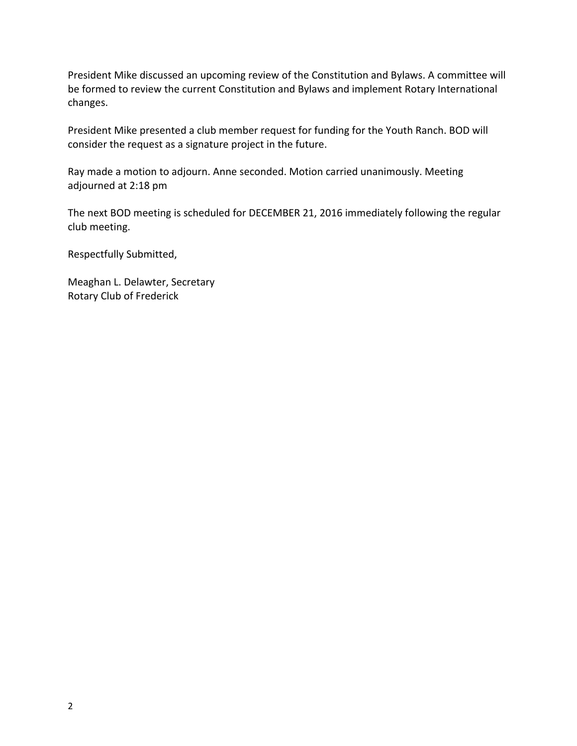President Mike discussed an upcoming review of the Constitution and Bylaws. A committee will be formed to review the current Constitution and Bylaws and implement Rotary International changes.

President Mike presented a club member request for funding for the Youth Ranch. BOD will consider the request as a signature project in the future.

Ray made a motion to adjourn. Anne seconded. Motion carried unanimously. Meeting adjourned at 2:18 pm

The next BOD meeting is scheduled for DECEMBER 21, 2016 immediately following the regular club meeting.

Respectfully Submitted,

Meaghan L. Delawter, Secretary
Rotary Club of Frederick